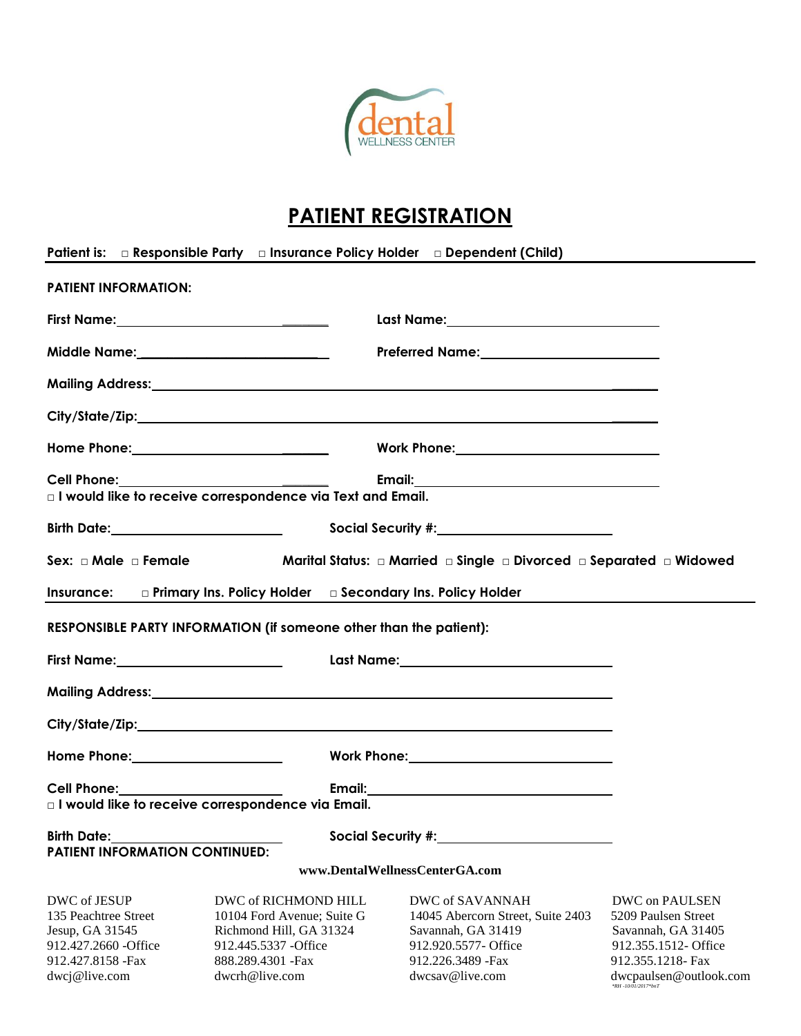dental
WELLNESS CENTER

# PATIENT REGISTRATION

**Patient is: □ Responsible Party □ Insurance Policy Holder □ Dependent (Child)**

**PATIENT INFORMATION:**

**First Name:**_______________________ **Last Name:**_______________________

**Middle Name:**_______________________ **Preferred Name:**_______________________

**Mailing Address:**_______________________________________________

**City/State/Zip:**_______________________________________________

**Home Phone:**_______________________ **Work Phone:**_______________________

**Cell Phone:**_______________________ **Email:**_______________________

**□ I would like to receive correspondence via Text and Email.**

**Birth Date:**_______________________ **Social Security #:**_______________________

**Sex: □ Male □ Female** **Marital Status: □ Married □ Single □ Divorced □ Separated □ Widowed**

**Insurance: □ Primary Ins. Policy Holder □ Secondary Ins. Policy Holder**

**RESPONSIBLE PARTY INFORMATION (if someone other than the patient):**

**First Name:**_______________________ **Last Name:**_______________________

**Mailing Address:**_______________________________________________

**City/State/Zip:**_______________________________________________

**Home Phone:**_______________________ **Work Phone:**_______________________

**Cell Phone:**_______________________ **Email:**_______________________

**□ I would like to receive correspondence via Email.**

**Birth Date:**_______________________ **Social Security #:**_______________________

**PATIENT INFORMATION CONTINUED:**

**www.DentalWellnessCenterGA.com**

| DWC of JESUP | DWC of RICHMOND HILL | DWC of SAVANNAH | DWC on PAULSEN |
|---|---|---|---|
| 135 Peachtree Street | 10104 Ford Avenue; Suite G | 14045 Abercorn Street, Suite 2403 | 5209 Paulsen Street |
| Jesup, GA 31545 | Richmond Hill, GA 31324 | Savannah, GA 31419 | Savannah, GA 31405 |
| 912.427.2660 -Office | 912.445.5337 -Office | 912.920.5577- Office | 912.355.1512- Office |
| 912.427.8158 -Fax | 888.289.4301 -Fax | 912.226.3489 -Fax | 912.355.1218- Fax |
| dwcj@live.com | dwcrh@live.com | dwcsav@live.com | dwcpaulsen@outlook.com |

*RH -10/01/2017*bnT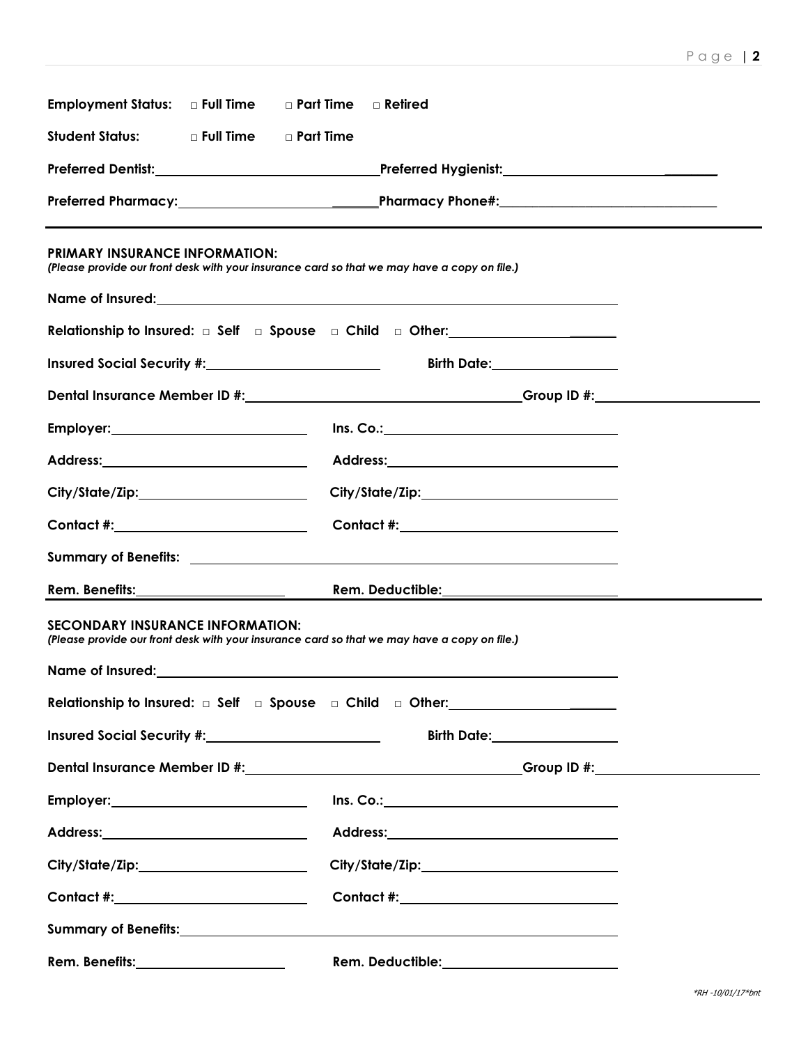**Employment Status:** □ **Full Time** □ **Part Time** □ **Retired**

**Student Status:** □ **Full Time** □ **Part Time**

**Preferred Dentist:**\_\_\_\_\_\_\_\_\_\_\_\_\_\_\_\_\_\_\_\_\_\_\_\_\_\_\_\_ **Preferred Hygienist:**\_\_\_\_\_\_\_\_\_\_\_\_\_\_\_\_\_\_\_\_\_\_\_\_\_\_\_\_

**Preferred Pharmacy:**\_\_\_\_\_\_\_\_\_\_\_\_\_\_\_\_\_\_\_\_\_\_\_\_\_\_\_\_ **Pharmacy Phone#:**\_\_\_\_\_\_\_\_\_\_\_\_\_\_\_\_\_\_\_\_\_\_\_\_\_\_\_\_

---

**PRIMARY INSURANCE INFORMATION:**
***(Please provide our front desk with your insurance card so that we may have a copy on file.)***

**Name of Insured:**\_\_\_\_\_\_\_\_\_\_\_\_\_\_\_\_\_\_\_\_\_\_\_\_\_\_\_\_\_\_\_\_\_\_\_\_\_\_\_\_\_\_\_\_\_\_\_\_

**Relationship to Insured:** □ **Self** □ **Spouse** □ **Child** □ **Other:**\_\_\_\_\_\_\_\_\_\_\_\_\_\_\_\_\_\_\_\_

**Insured Social Security #:**\_\_\_\_\_\_\_\_\_\_\_\_\_\_\_\_\_\_\_\_\_\_\_\_ **Birth Date:**\_\_\_\_\_\_\_\_\_\_\_\_\_\_\_\_

**Dental Insurance Member ID #:**\_\_\_\_\_\_\_\_\_\_\_\_\_\_\_\_\_\_\_\_\_\_\_\_\_\_\_\_\_\_ **Group ID #:**\_\_\_\_\_\_\_\_\_\_\_\_\_\_\_\_\_\_\_\_

**Employer:**\_\_\_\_\_\_\_\_\_\_\_\_\_\_\_\_\_\_\_\_\_\_\_\_ **Ins. Co.:**\_\_\_\_\_\_\_\_\_\_\_\_\_\_\_\_\_\_\_\_\_\_\_\_

**Address:**\_\_\_\_\_\_\_\_\_\_\_\_\_\_\_\_\_\_\_\_\_\_\_\_ **Address:**\_\_\_\_\_\_\_\_\_\_\_\_\_\_\_\_\_\_\_\_\_\_\_\_

**City/State/Zip:**\_\_\_\_\_\_\_\_\_\_\_\_\_\_\_\_\_\_\_\_ **City/State/Zip:**\_\_\_\_\_\_\_\_\_\_\_\_\_\_\_\_\_\_\_\_

**Contact #:**\_\_\_\_\_\_\_\_\_\_\_\_\_\_\_\_\_\_\_\_\_\_\_\_ **Contact #:**\_\_\_\_\_\_\_\_\_\_\_\_\_\_\_\_\_\_\_\_\_\_\_\_

**Summary of Benefits:**\_\_\_\_\_\_\_\_\_\_\_\_\_\_\_\_\_\_\_\_\_\_\_\_\_\_\_\_\_\_\_\_\_\_\_\_\_\_\_\_\_\_\_\_

**Rem. Benefits:**\_\_\_\_\_\_\_\_\_\_\_\_\_\_\_\_\_\_\_\_ **Rem. Deductible:**\_\_\_\_\_\_\_\_\_\_\_\_\_\_\_\_\_\_\_\_

---

**SECONDARY INSURANCE INFORMATION:**
***(Please provide our front desk with your insurance card so that we may have a copy on file.)***

**Name of Insured:**\_\_\_\_\_\_\_\_\_\_\_\_\_\_\_\_\_\_\_\_\_\_\_\_\_\_\_\_\_\_\_\_\_\_\_\_\_\_\_\_\_\_\_\_\_\_\_\_

**Relationship to Insured:** □ **Self** □ **Spouse** □ **Child** □ **Other:**\_\_\_\_\_\_\_\_\_\_\_\_\_\_\_\_\_\_\_\_

**Insured Social Security #:**\_\_\_\_\_\_\_\_\_\_\_\_\_\_\_\_\_\_\_\_\_\_\_\_ **Birth Date:**\_\_\_\_\_\_\_\_\_\_\_\_\_\_\_\_

**Dental Insurance Member ID #:**\_\_\_\_\_\_\_\_\_\_\_\_\_\_\_\_\_\_\_\_\_\_\_\_\_\_\_\_\_\_ **Group ID #:**\_\_\_\_\_\_\_\_\_\_\_\_\_\_\_\_\_\_\_\_

**Employer:**\_\_\_\_\_\_\_\_\_\_\_\_\_\_\_\_\_\_\_\_\_\_\_\_ **Ins. Co.:**\_\_\_\_\_\_\_\_\_\_\_\_\_\_\_\_\_\_\_\_\_\_\_\_

**Address:**\_\_\_\_\_\_\_\_\_\_\_\_\_\_\_\_\_\_\_\_\_\_\_\_ **Address:**\_\_\_\_\_\_\_\_\_\_\_\_\_\_\_\_\_\_\_\_\_\_\_\_

**City/State/Zip:**\_\_\_\_\_\_\_\_\_\_\_\_\_\_\_\_\_\_\_\_ **City/State/Zip:**\_\_\_\_\_\_\_\_\_\_\_\_\_\_\_\_\_\_\_\_

**Contact #:**\_\_\_\_\_\_\_\_\_\_\_\_\_\_\_\_\_\_\_\_\_\_\_\_ **Contact #:**\_\_\_\_\_\_\_\_\_\_\_\_\_\_\_\_\_\_\_\_\_\_\_\_

**Summary of Benefits:**\_\_\_\_\_\_\_\_\_\_\_\_\_\_\_\_\_\_\_\_\_\_\_\_\_\_\_\_\_\_\_\_\_\_\_\_\_\_\_\_\_\_\_\_

**Rem. Benefits:**\_\_\_\_\_\_\_\_\_\_\_\_\_\_\_\_\_\_\_\_ **Rem. Deductible:**\_\_\_\_\_\_\_\_\_\_\_\_\_\_\_\_\_\_\_\_

*\*RH -10/01/17\*bnt*